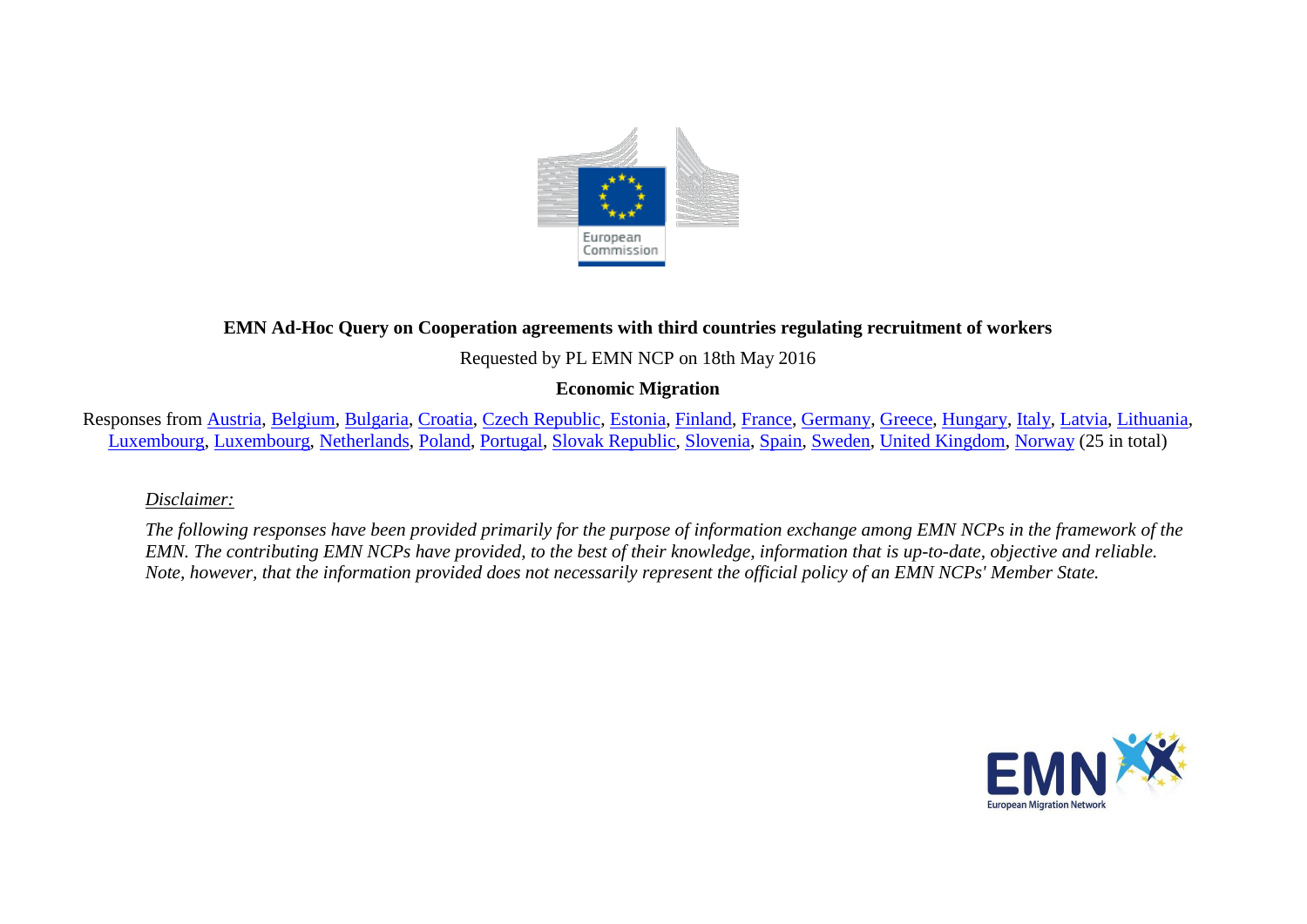**EMN Ad-Hoc Query on Cooperation agreements with third countries regulating recruitment of workers**

Requested by PL EMN NCP on 18th May 2016

**Economic Migration**

Responses from Austria, Belgium, Bulgaria, Croatia, Czech Republic, Estonia, Finland, France, Germany, Greece, Hungary, Italy, Latvia, Lithuania, Luxembourg, Luxembourg, Netherlands, Poland, Portugal, Slovak Republic, Slovenia, Spain, Sweden, United Kingdom, Norway (25 in total)

*Disclaimer:*

*The following responses have been provided primarily for the purpose of information exchange among EMN NCPs in the framework of the EMN. The contributing EMN NCPs have provided, to the best of their knowledge, information that is up-to-date, objective and reliable. Note, however, that the information provided does not necessarily represent the official policy of an EMN NCPs' Member State.*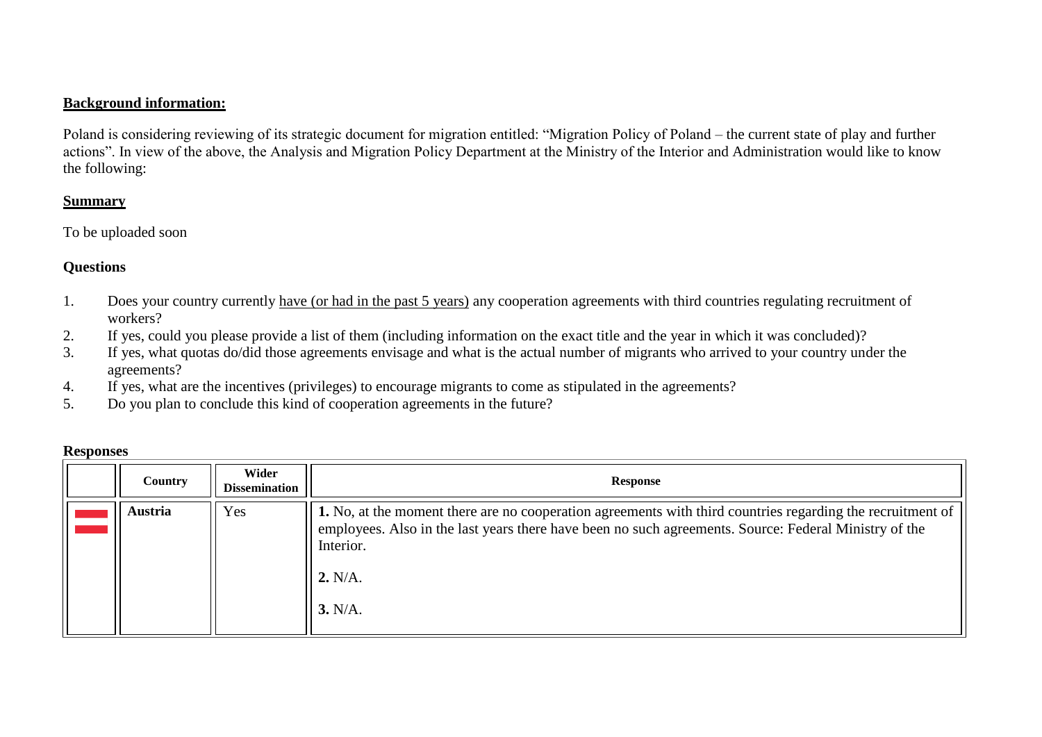**Background information:**

Poland is considering reviewing of its strategic document for migration entitled: "Migration Policy of Poland – the current state of play and further actions". In view of the above, the Analysis and Migration Policy Department at the Ministry of the Interior and Administration would like to know the following:

**Summary**

To be uploaded soon

**Questions**

1. Does your country currently have (or had in the past 5 years) any cooperation agreements with third countries regulating recruitment of workers?
2. If yes, could you please provide a list of them (including information on the exact title and the year in which it was concluded)?
3. If yes, what quotas do/did those agreements envisage and what is the actual number of migrants who arrived to your country under the agreements?
4. If yes, what are the incentives (privileges) to encourage migrants to come as stipulated in the agreements?
5. Do you plan to conclude this kind of cooperation agreements in the future?

**Responses**

| | Country | Wider Dissemination | Response |
|---|---|---|---|
| | **Austria** | Yes | **1.** No, at the moment there are no cooperation agreements with third countries regarding the recruitment of employees. Also in the last years there have been no such agreements. Source: Federal Ministry of the Interior.<br><br>**2.** N/A.<br><br>**3.** N/A. |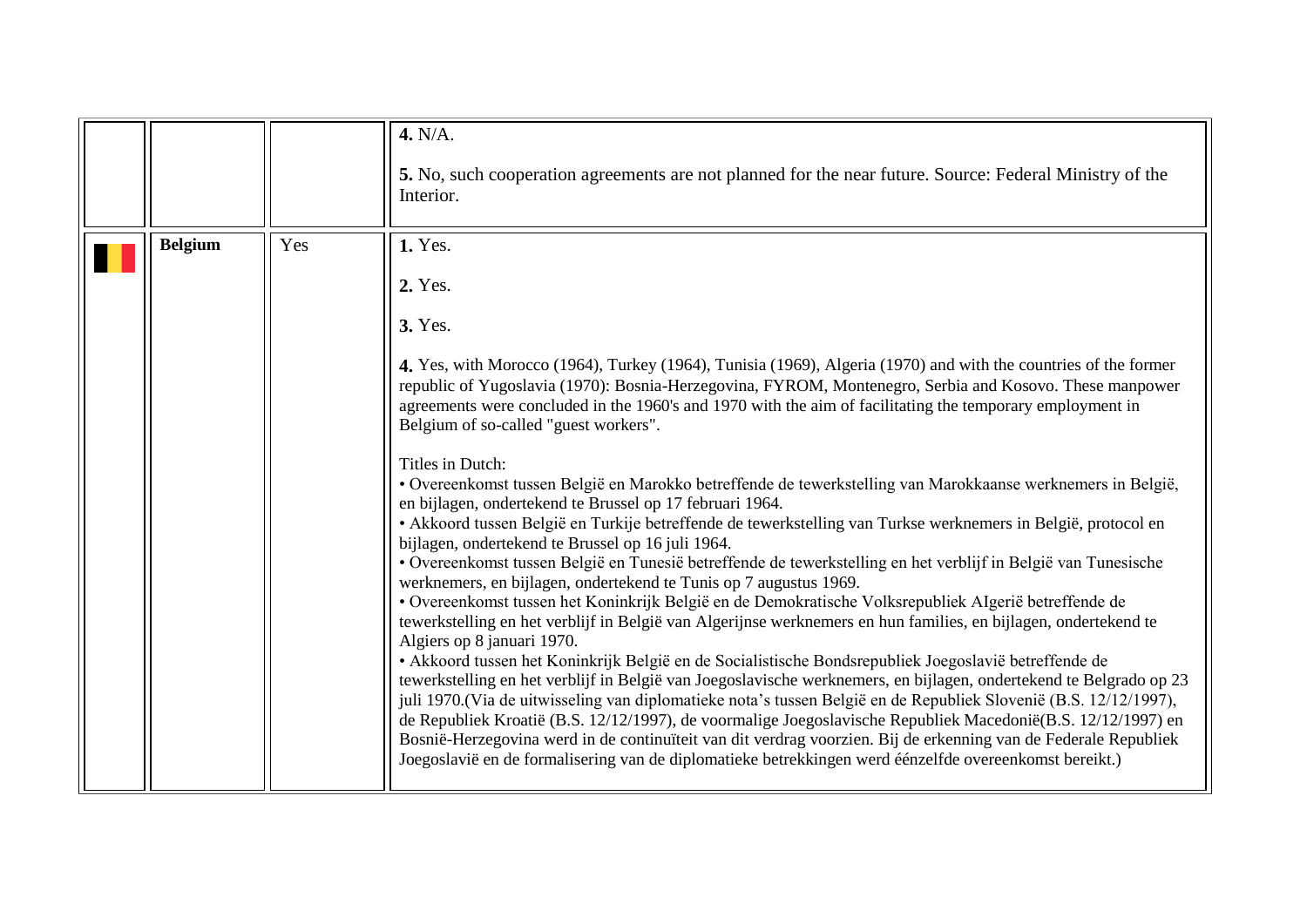| | | | |
|---|---|---|---|
| | | | **4.** N/A.<br><br>**5.** No, such cooperation agreements are not planned for the near future. Source: Federal Ministry of the Interior. |
| | **Belgium** | Yes | **1.** Yes.<br><br>**2.** Yes.<br><br>**3.** Yes.<br><br>**4.** Yes, with Morocco (1964), Turkey (1964), Tunisia (1969), Algeria (1970) and with the countries of the former republic of Yugoslavia (1970): Bosnia-Herzegovina, FYROM, Montenegro, Serbia and Kosovo. These manpower agreements were concluded in the 1960's and 1970 with the aim of facilitating the temporary employment in Belgium of so-called "guest workers".<br><br>Titles in Dutch:<br>• Overeenkomst tussen België en Marokko betreffende de tewerkstelling van Marokkaanse werknemers in België, en bijlagen, ondertekend te Brussel op 17 februari 1964.<br>• Akkoord tussen België en Turkije betreffende de tewerkstelling van Turkse werknemers in België, protocol en bijlagen, ondertekend te Brussel op 16 juli 1964.<br>• Overeenkomst tussen België en Tunesië betreffende de tewerkstelling en het verblijf in België van Tunesische werknemers, en bijlagen, ondertekend te Tunis op 7 augustus 1969.<br>• Overeenkomst tussen het Koninkrijk België en de Demokratische Volksrepubliek AIgerië betreffende de tewerkstelling en het verblijf in België van Algerijnse werknemers en hun families, en bijlagen, ondertekend te Algiers op 8 januari 1970.<br>• Akkoord tussen het Koninkrijk België en de Socialistische Bondsrepubliek Joegoslavië betreffende de tewerkstelling en het verblijf in België van Joegoslavische werknemers, en bijlagen, ondertekend te Belgrado op 23 juli 1970.(Via de uitwisseling van diplomatieke nota's tussen België en de Republiek Slovenië (B.S. 12/12/1997), de Republiek Kroatië (B.S. 12/12/1997), de voormalige Joegoslavische Republiek Macedonië(B.S. 12/12/1997) en Bosnië-Herzegovina werd in de continuïteit van dit verdrag voorzien. Bij de erkenning van de Federale Republiek Joegoslavië en de formalisering van de diplomatieke betrekkingen werd éénzelfde overeenkomst bereikt.) |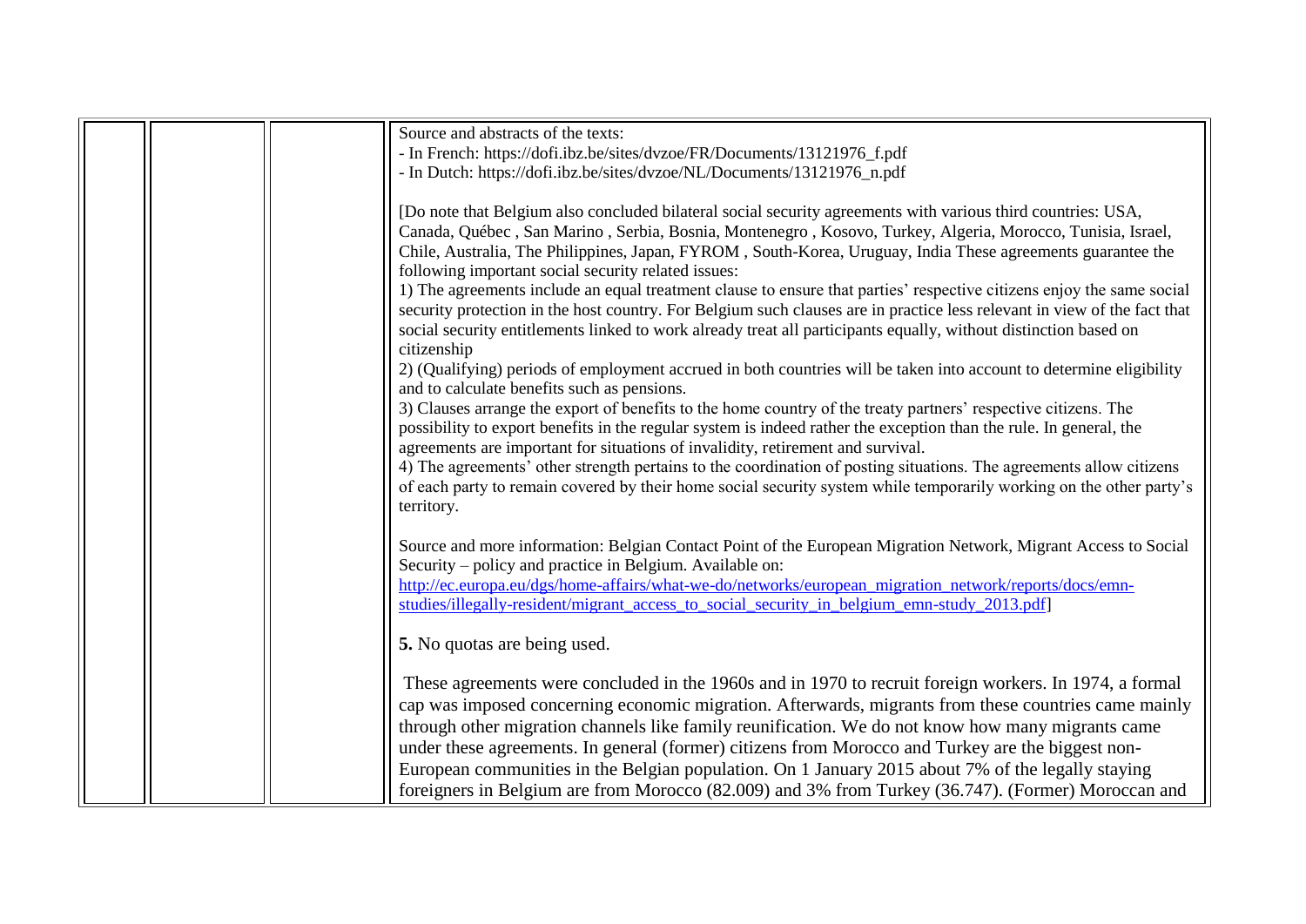| | | | |
|---|---|---|---|
| | | | Source and abstracts of the texts:<br>- In French: https://dofi.ibz.be/sites/dvzoe/FR/Documents/13121976_f.pdf<br>- In Dutch: https://dofi.ibz.be/sites/dvzoe/NL/Documents/13121976_n.pdf<br><br>[Do note that Belgium also concluded bilateral social security agreements with various third countries: USA, Canada, Québec , San Marino , Serbia, Bosnia, Montenegro , Kosovo, Turkey, Algeria, Morocco, Tunisia, Israel, Chile, Australia, The Philippines, Japan, FYROM , South-Korea, Uruguay, India These agreements guarantee the following important social security related issues:<br>1) The agreements include an equal treatment clause to ensure that parties' respective citizens enjoy the same social security protection in the host country. For Belgium such clauses are in practice less relevant in view of the fact that social security entitlements linked to work already treat all participants equally, without distinction based on citizenship<br>2) (Qualifying) periods of employment accrued in both countries will be taken into account to determine eligibility and to calculate benefits such as pensions.<br>3) Clauses arrange the export of benefits to the home country of the treaty partners' respective citizens. The possibility to export benefits in the regular system is indeed rather the exception than the rule. In general, the agreements are important for situations of invalidity, retirement and survival.<br>4) The agreements' other strength pertains to the coordination of posting situations. The agreements allow citizens of each party to remain covered by their home social security system while temporarily working on the other party's territory.<br><br>Source and more information: Belgian Contact Point of the European Migration Network, Migrant Access to Social Security – policy and practice in Belgium. Available on:<br>http://ec.europa.eu/dgs/home-affairs/what-we-do/networks/european_migration_network/reports/docs/emn-studies/illegally-resident/migrant_access_to_social_security_in_belgium_emn-study_2013.pdf]<br><br>**5.** No quotas are being used.<br><br>These agreements were concluded in the 1960s and in 1970 to recruit foreign workers. In 1974, a formal cap was imposed concerning economic migration. Afterwards, migrants from these countries came mainly through other migration channels like family reunification. We do not know how many migrants came under these agreements. In general (former) citizens from Morocco and Turkey are the biggest non-European communities in the Belgian population. On 1 January 2015 about 7% of the legally staying foreigners in Belgium are from Morocco (82.009) and 3% from Turkey (36.747). (Former) Moroccan and |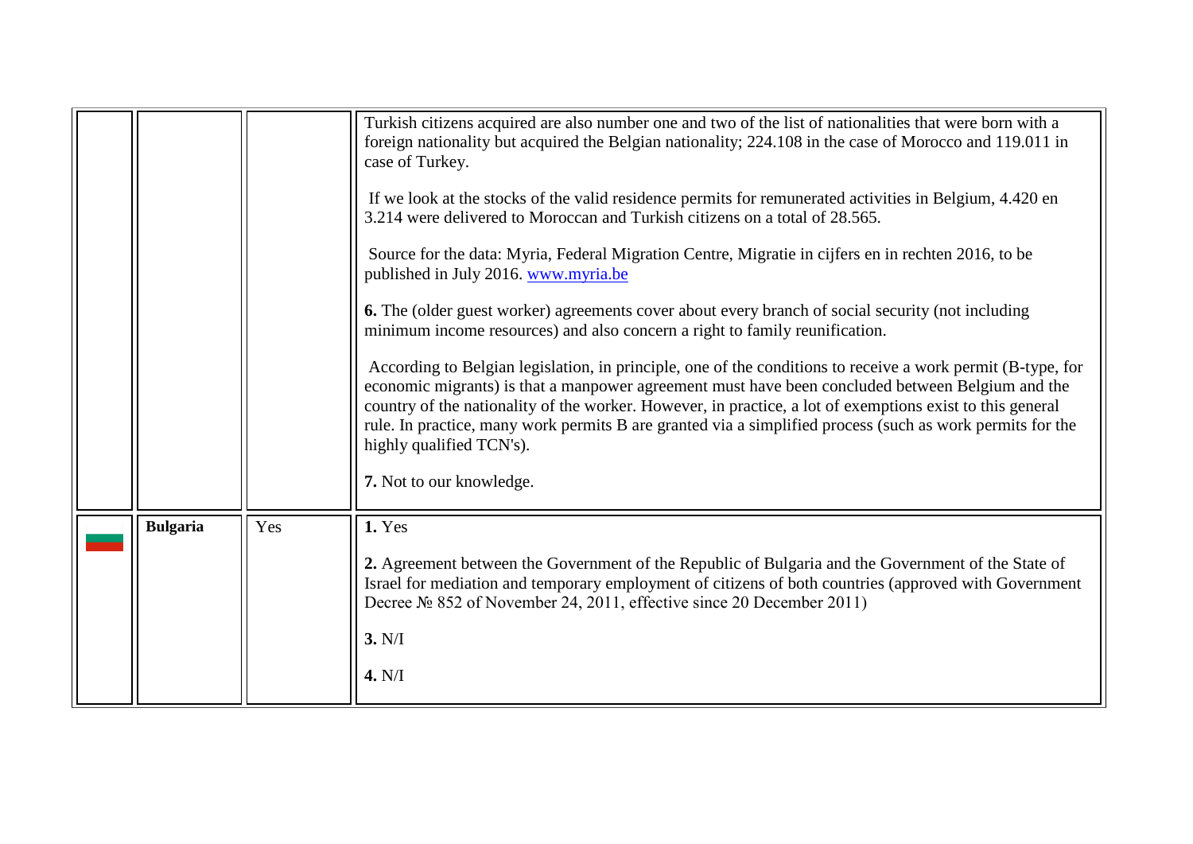| | | | |
|---|---|---|---|
| | | | Turkish citizens acquired are also number one and two of the list of nationalities that were born with a foreign nationality but acquired the Belgian nationality; 224.108 in the case of Morocco and 119.011 in case of Turkey.<br><br>If we look at the stocks of the valid residence permits for remunerated activities in Belgium, 4.420 en 3.214 were delivered to Moroccan and Turkish citizens on a total of 28.565.<br><br>Source for the data: Myria, Federal Migration Centre, Migratie in cijfers en in rechten 2016, to be published in July 2016. [www.myria.be](http://www.myria.be)<br><br>**6.** The (older guest worker) agreements cover about every branch of social security (not including minimum income resources) and also concern a right to family reunification.<br><br>According to Belgian legislation, in principle, one of the conditions to receive a work permit (B-type, for economic migrants) is that a manpower agreement must have been concluded between Belgium and the country of the nationality of the worker. However, in practice, a lot of exemptions exist to this general rule. In practice, many work permits B are granted via a simplified process (such as work permits for the highly qualified TCN's).<br><br>**7.** Not to our knowledge. |
| | **Bulgaria** | Yes | **1.** Yes<br><br>**2.** Agreement between the Government of the Republic of Bulgaria and the Government of the State of Israel for mediation and temporary employment of citizens of both countries (approved with Government Decree № 852 of November 24, 2011, effective since 20 December 2011)<br><br>**3.** N/I<br><br>**4.** N/I |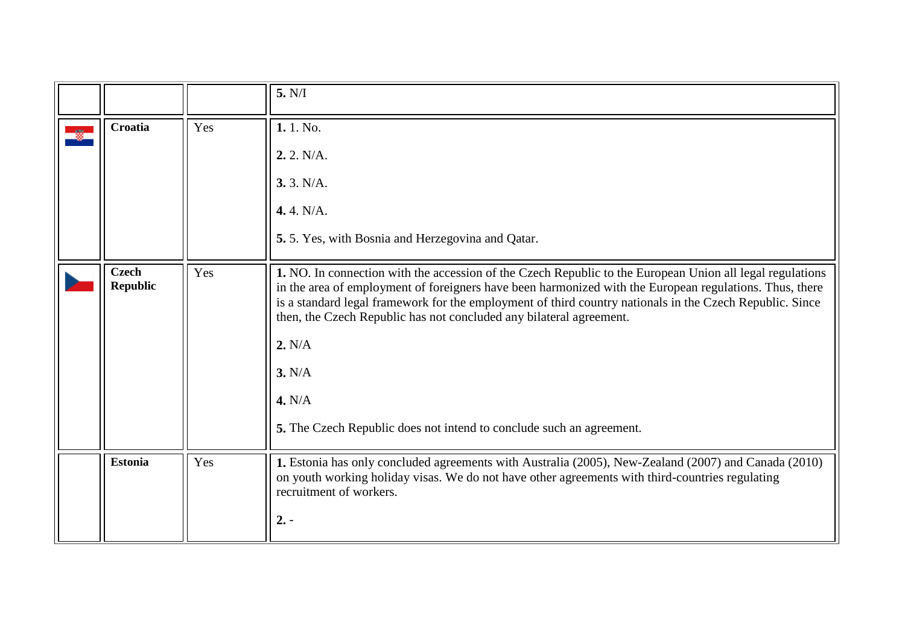| | | | |
|---|---|---|---|
| | | | **5.** N/I |
| | **Croatia** | Yes | **1.** 1. No.<br><br>**2.** 2. N/A.<br><br>**3.** 3. N/A.<br><br>**4.** 4. N/A.<br><br>**5.** 5. Yes, with Bosnia and Herzegovina and Qatar. |
| | **Czech Republic** | Yes | **1.** NO. In connection with the accession of the Czech Republic to the European Union all legal regulations in the area of employment of foreigners have been harmonized with the European regulations. Thus, there is a standard legal framework for the employment of third country nationals in the Czech Republic. Since then, the Czech Republic has not concluded any bilateral agreement.<br><br>**2.** N/A<br><br>**3.** N/A<br><br>**4.** N/A<br><br>**5.** The Czech Republic does not intend to conclude such an agreement. |
| | **Estonia** | Yes | **1.** Estonia has only concluded agreements with Australia (2005), New-Zealand (2007) and Canada (2010) on youth working holiday visas. We do not have other agreements with third-countries regulating recruitment of workers.<br><br>**2.** - |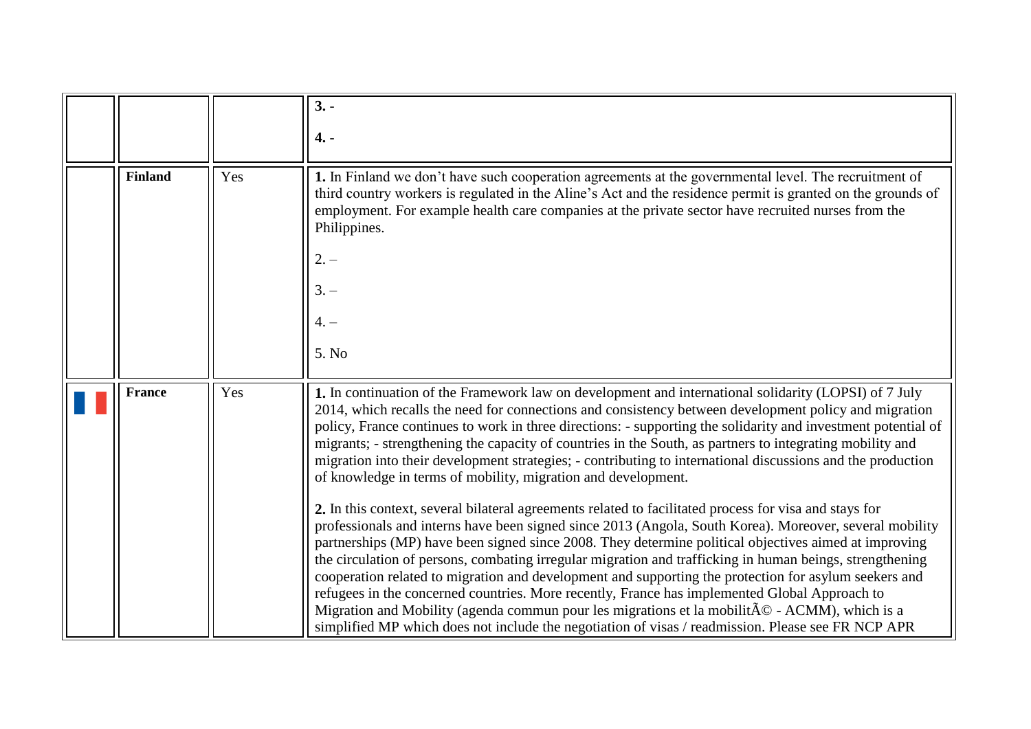| | | | |
|---|---|---|---|
| | | | **3.** -<br><br>**4.** - |
| | **Finland** | Yes | **1.** In Finland we don't have such cooperation agreements at the governmental level. The recruitment of third country workers is regulated in the Aline's Act and the residence permit is granted on the grounds of employment. For example health care companies at the private sector have recruited nurses from the Philippines.<br><br>2. –<br><br>3. –<br><br>4. –<br><br>5. No |
| | **France** | Yes | **1.** In continuation of the Framework law on development and international solidarity (LOPSI) of 7 July 2014, which recalls the need for connections and consistency between development policy and migration policy, France continues to work in three directions: - supporting the solidarity and investment potential of migrants; - strengthening the capacity of countries in the South, as partners to integrating mobility and migration into their development strategies; - contributing to international discussions and the production of knowledge in terms of mobility, migration and development.<br><br>**2.** In this context, several bilateral agreements related to facilitated process for visa and stays for professionals and interns have been signed since 2013 (Angola, South Korea). Moreover, several mobility partnerships (MP) have been signed since 2008. They determine political objectives aimed at improving the circulation of persons, combating irregular migration and trafficking in human beings, strengthening cooperation related to migration and development and supporting the protection for asylum seekers and refugees in the concerned countries. More recently, France has implemented Global Approach to Migration and Mobility (agenda commun pour les migrations et la mobilitÃ© - ACMM), which is a simplified MP which does not include the negotiation of visas / readmission. Please see FR NCP APR |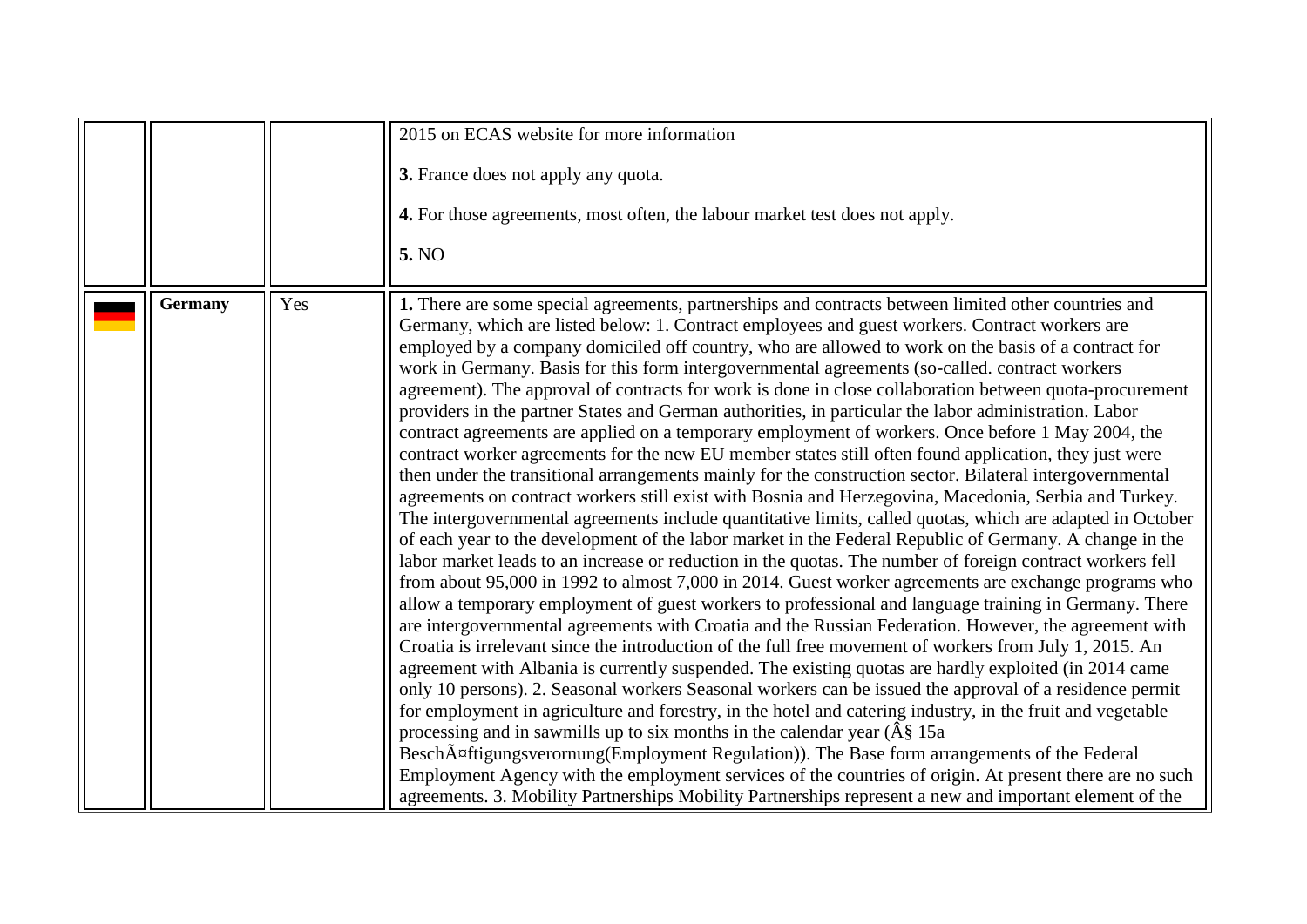| | | | |
|---|---|---|---|
| | | | 2015 on ECAS website for more information<br><br>**3.** France does not apply any quota.<br><br>**4.** For those agreements, most often, the labour market test does not apply.<br><br>**5.** NO |
| | **Germany** | Yes | **1.** There are some special agreements, partnerships and contracts between limited other countries and Germany, which are listed below: 1. Contract employees and guest workers. Contract workers are employed by a company domiciled off country, who are allowed to work on the basis of a contract for work in Germany. Basis for this form intergovernmental agreements (so-called. contract workers agreement). The approval of contracts for work is done in close collaboration between quota-procurement providers in the partner States and German authorities, in particular the labor administration. Labor contract agreements are applied on a temporary employment of workers. Once before 1 May 2004, the contract worker agreements for the new EU member states still often found application, they just were then under the transitional arrangements mainly for the construction sector. Bilateral intergovernmental agreements on contract workers still exist with Bosnia and Herzegovina, Macedonia, Serbia and Turkey. The intergovernmental agreements include quantitative limits, called quotas, which are adapted in October of each year to the development of the labor market in the Federal Republic of Germany. A change in the labor market leads to an increase or reduction in the quotas. The number of foreign contract workers fell from about 95,000 in 1992 to almost 7,000 in 2014. Guest worker agreements are exchange programs who allow a temporary employment of guest workers to professional and language training in Germany. There are intergovernmental agreements with Croatia and the Russian Federation. However, the agreement with Croatia is irrelevant since the introduction of the full free movement of workers from July 1, 2015. An agreement with Albania is currently suspended. The existing quotas are hardly exploited (in 2014 came only 10 persons). 2. Seasonal workers Seasonal workers can be issued the approval of a residence permit for employment in agriculture and forestry, in the hotel and catering industry, in the fruit and vegetable processing and in sawmills up to six months in the calendar year (Â§ 15a BeschÃ¤ftigungsverornung(Employment Regulation)). The Base form arrangements of the Federal Employment Agency with the employment services of the countries of origin. At present there are no such agreements. 3. Mobility Partnerships Mobility Partnerships represent a new and important element of the |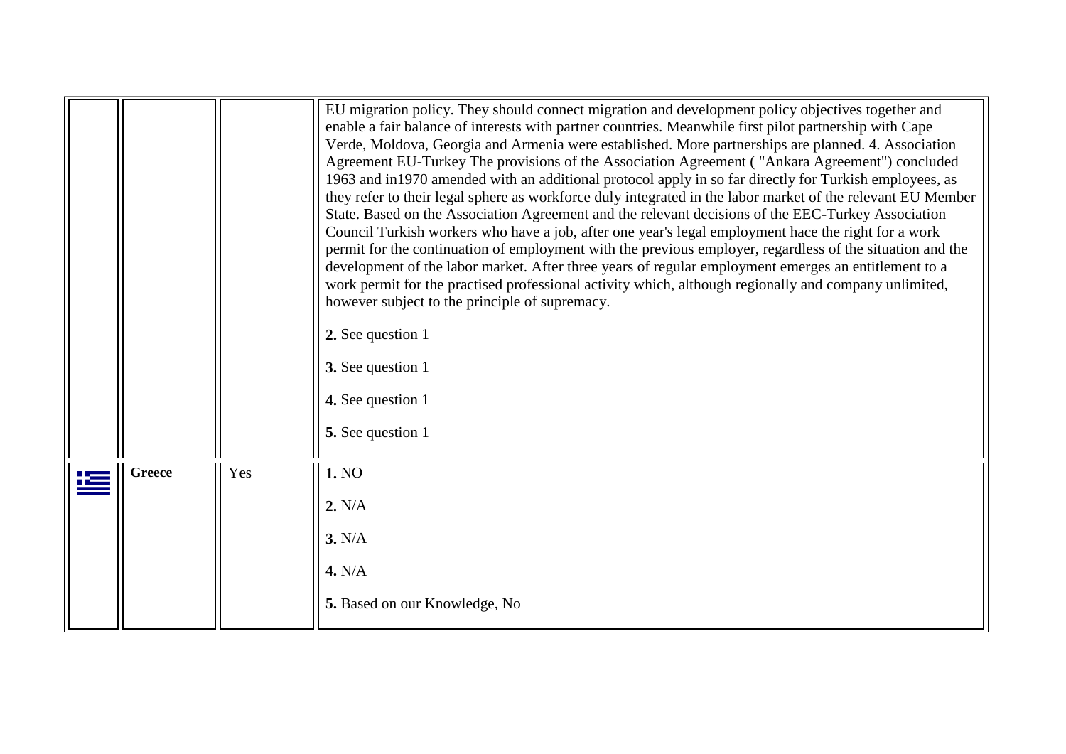| | | | |
|---|---|---|---|
| | | | EU migration policy. They should connect migration and development policy objectives together and enable a fair balance of interests with partner countries. Meanwhile first pilot partnership with Cape Verde, Moldova, Georgia and Armenia were established. More partnerships are planned. 4. Association Agreement EU-Turkey The provisions of the Association Agreement ( "Ankara Agreement") concluded 1963 and in1970 amended with an additional protocol apply in so far directly for Turkish employees, as they refer to their legal sphere as workforce duly integrated in the labor market of the relevant EU Member State. Based on the Association Agreement and the relevant decisions of the EEC-Turkey Association Council Turkish workers who have a job, after one year's legal employment hace the right for a work permit for the continuation of employment with the previous employer, regardless of the situation and the development of the labor market. After three years of regular employment emerges an entitlement to a work permit for the practised professional activity which, although regionally and company unlimited, however subject to the principle of supremacy.<br><br>**2.** See question 1<br><br>**3.** See question 1<br><br>**4.** See question 1<br><br>**5.** See question 1 |
| | **Greece** | Yes | **1.** NO<br><br>**2.** N/A<br><br>**3.** N/A<br><br>**4.** N/A<br><br>**5.** Based on our Knowledge, No |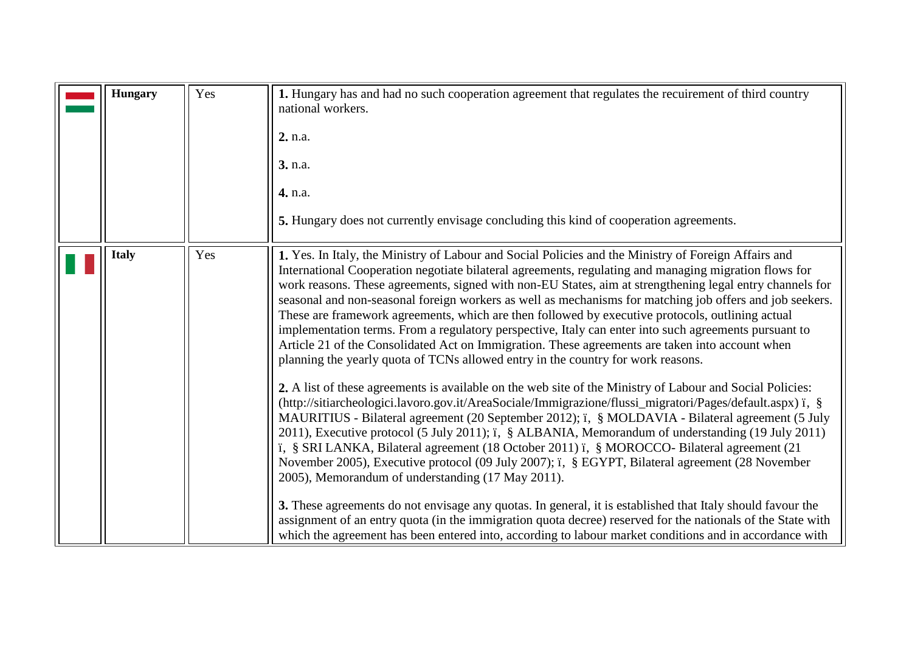|  | Country | Answer | Details |
|---|---|---|---|
|  | **Hungary** | Yes | **1.** Hungary has and had no such cooperation agreement that regulates the recuirement of third country national workers.<br><br>**2.** n.a.<br><br>**3.** n.a.<br><br>**4.** n.a.<br><br>**5.** Hungary does not currently envisage concluding this kind of cooperation agreements. |
|  | **Italy** | Yes | **1.** Yes. In Italy, the Ministry of Labour and Social Policies and the Ministry of Foreign Affairs and International Cooperation negotiate bilateral agreements, regulating and managing migration flows for work reasons. These agreements, signed with non-EU States, aim at strengthening legal entry channels for seasonal and non-seasonal foreign workers as well as mechanisms for matching job offers and job seekers. These are framework agreements, which are then followed by executive protocols, outlining actual implementation terms. From a regulatory perspective, Italy can enter into such agreements pursuant to Article 21 of the Consolidated Act on Immigration. These agreements are taken into account when planning the yearly quota of TCNs allowed entry in the country for work reasons.<br><br>**2.** A list of these agreements is available on the web site of the Ministry of Labour and Social Policies: (http://sitiarcheologici.lavoro.gov.it/AreaSociale/Immigrazione/flussi_migratori/Pages/default.aspx) ï‚§ MAURITIUS - Bilateral agreement (20 September 2012); ï‚§ MOLDAVIA - Bilateral agreement (5 July 2011), Executive protocol (5 July 2011); ï‚§ ALBANIA, Memorandum of understanding (19 July 2011) ï‚§ SRI LANKA, Bilateral agreement (18 October 2011) ï‚§ MOROCCO- Bilateral agreement (21 November 2005), Executive protocol (09 July 2007); ï‚§ EGYPT, Bilateral agreement (28 November 2005), Memorandum of understanding (17 May 2011).<br><br>**3.** These agreements do not envisage any quotas. In general, it is established that Italy should favour the assignment of an entry quota (in the immigration quota decree) reserved for the nationals of the State with which the agreement has been entered into, according to labour market conditions and in accordance with |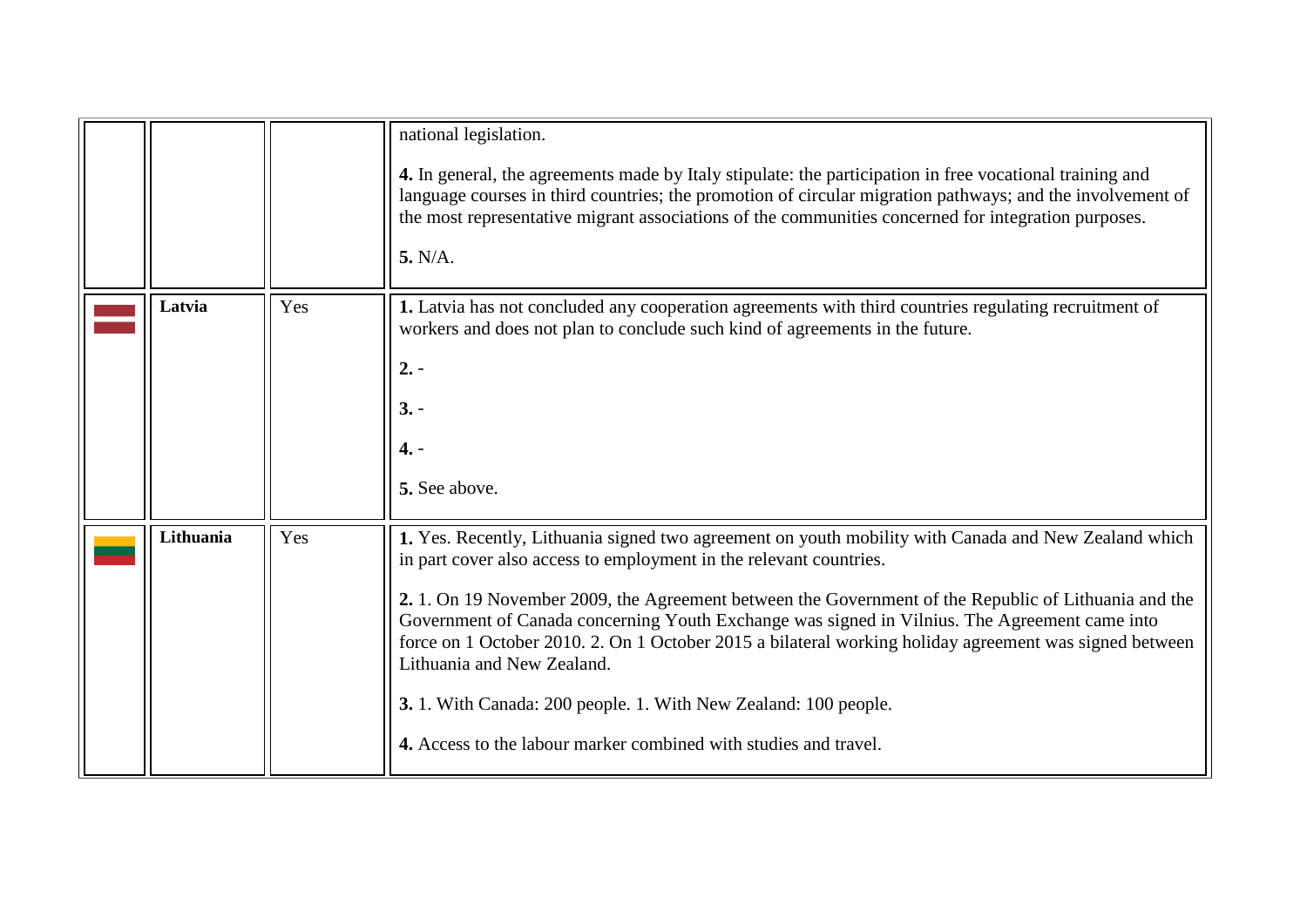|  |  |  | national legislation.<br><br>**4.** In general, the agreements made by Italy stipulate: the participation in free vocational training and language courses in third countries; the promotion of circular migration pathways; and the involvement of the most representative migrant associations of the communities concerned for integration purposes.<br><br>**5.** N/A. |
|---|---|---|---|
|  | **Latvia** | Yes | **1.** Latvia has not concluded any cooperation agreements with third countries regulating recruitment of workers and does not plan to conclude such kind of agreements in the future.<br><br>**2.** -<br><br>**3.** -<br><br>**4.** -<br><br>**5.** See above. |
|  | **Lithuania** | Yes | **1.** Yes. Recently, Lithuania signed two agreement on youth mobility with Canada and New Zealand which in part cover also access to employment in the relevant countries.<br><br>**2.** 1. On 19 November 2009, the Agreement between the Government of the Republic of Lithuania and the Government of Canada concerning Youth Exchange was signed in Vilnius. The Agreement came into force on 1 October 2010. 2. On 1 October 2015 a bilateral working holiday agreement was signed between Lithuania and New Zealand.<br><br>**3.** 1. With Canada: 200 people. 1. With New Zealand: 100 people.<br><br>**4.** Access to the labour marker combined with studies and travel. |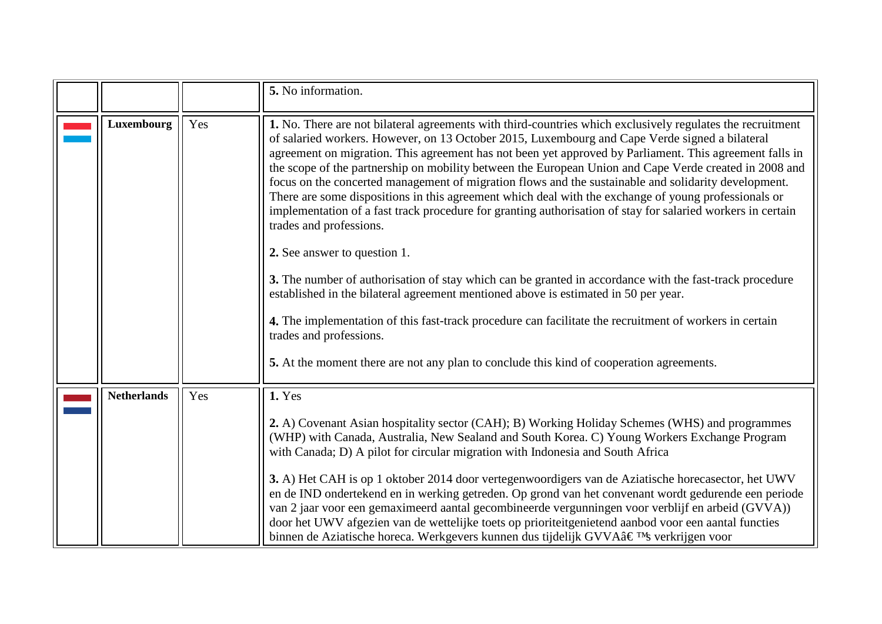|  |  |  |  |
|---|---|---|---|
|  |  |  | **5.** No information. |
|  | **Luxembourg** | Yes | **1.** No. There are not bilateral agreements with third-countries which exclusively regulates the recruitment of salaried workers. However, on 13 October 2015, Luxembourg and Cape Verde signed a bilateral agreement on migration. This agreement has not been yet approved by Parliament. This agreement falls in the scope of the partnership on mobility between the European Union and Cape Verde created in 2008 and focus on the concerted management of migration flows and the sustainable and solidarity development. There are some dispositions in this agreement which deal with the exchange of young professionals or implementation of a fast track procedure for granting authorisation of stay for salaried workers in certain trades and professions.<br><br>**2.** See answer to question 1.<br><br>**3.** The number of authorisation of stay which can be granted in accordance with the fast-track procedure established in the bilateral agreement mentioned above is estimated in 50 per year.<br><br>**4.** The implementation of this fast-track procedure can facilitate the recruitment of workers in certain trades and professions.<br><br>**5.** At the moment there are not any plan to conclude this kind of cooperation agreements. |
|  | **Netherlands** | Yes | **1.** Yes<br><br>**2.** A) Covenant Asian hospitality sector (CAH); B) Working Holiday Schemes (WHS) and programmes (WHP) with Canada, Australia, New Sealand and South Korea. C) Young Workers Exchange Program with Canada; D) A pilot for circular migration with Indonesia and South Africa<br><br>**3.** A) Het CAH is op 1 oktober 2014 door vertegenwoordigers van de Aziatische horecasector, het UWV en de IND ondertekend en in werking getreden. Op grond van het convenant wordt gedurende een periode van 2 jaar voor een gemaximeerd aantal gecombineerde vergunningen voor verblijf en arbeid (GVVA)) door het UWV afgezien van de wettelijke toets op prioriteitgenietend aanbod voor een aantal functies binnen de Aziatische horeca. Werkgevers kunnen dus tijdelijk GVVAâ€™s verkrijgen voor |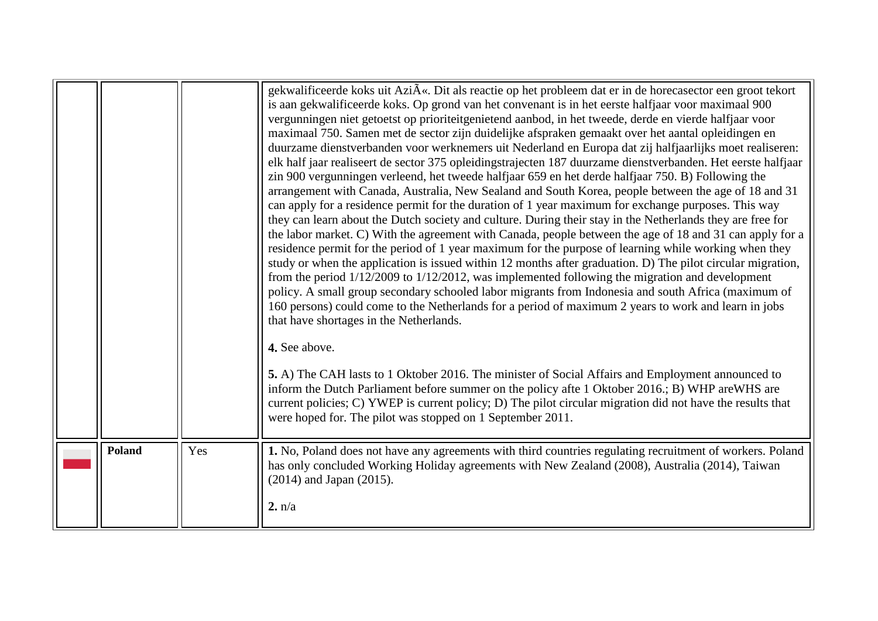| | | | |
|---|---|---|---|
| | | | gekwalificeerde koks uit AziÃ«. Dit als reactie op het probleem dat er in de horecasector een groot tekort is aan gekwalificeerde koks. Op grond van het convenant is in het eerste halfjaar voor maximaal 900 vergunningen niet getoetst op prioriteitgenietend aanbod, in het tweede, derde en vierde halfjaar voor maximaal 750. Samen met de sector zijn duidelijke afspraken gemaakt over het aantal opleidingen en duurzame dienstverbanden voor werknemers uit Nederland en Europa dat zij halfjaarlijks moet realiseren: elk half jaar realiseert de sector 375 opleidingstrajecten 187 duurzame dienstverbanden. Het eerste halfjaar zin 900 vergunningen verleend, het tweede halfjaar 659 en het derde halfjaar 750. B) Following the arrangement with Canada, Australia, New Sealand and South Korea, people between the age of 18 and 31 can apply for a residence permit for the duration of 1 year maximum for exchange purposes. This way they can learn about the Dutch society and culture. During their stay in the Netherlands they are free for the labor market. C) With the agreement with Canada, people between the age of 18 and 31 can apply for a residence permit for the period of 1 year maximum for the purpose of learning while working when they study or when the application is issued within 12 months after graduation. D) The pilot circular migration, from the period 1/12/2009 to 1/12/2012, was implemented following the migration and development policy. A small group secondary schooled labor migrants from Indonesia and south Africa (maximum of 160 persons) could come to the Netherlands for a period of maximum 2 years to work and learn in jobs that have shortages in the Netherlands.<br><br>**4.** See above.<br><br>**5.** A) The CAH lasts to 1 Oktober 2016. The minister of Social Affairs and Employment announced to inform the Dutch Parliament before summer on the policy afte 1 Oktober 2016.; B) WHP areWHS are current policies; C) YWEP is current policy; D) The pilot circular migration did not have the results that were hoped for. The pilot was stopped on 1 September 2011. |
| | **Poland** | Yes | **1.** No, Poland does not have any agreements with third countries regulating recruitment of workers. Poland has only concluded Working Holiday agreements with New Zealand (2008), Australia (2014), Taiwan (2014) and Japan (2015).<br><br>**2.** n/a |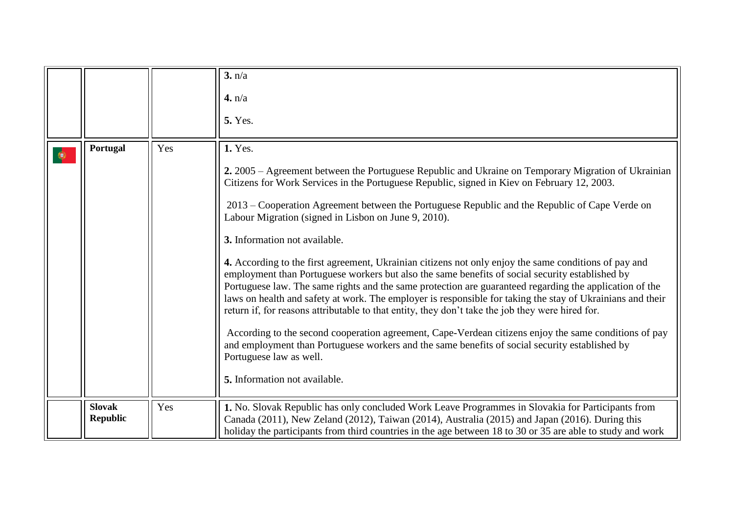|  |  |  |  |
|---|---|---|---|
|  |  |  | **3.** n/a<br><br>**4.** n/a<br><br>**5.** Yes. |
|  | **Portugal** | Yes | **1.** Yes.<br><br>**2.** 2005 – Agreement between the Portuguese Republic and Ukraine on Temporary Migration of Ukrainian Citizens for Work Services in the Portuguese Republic, signed in Kiev on February 12, 2003.<br><br>2013 – Cooperation Agreement between the Portuguese Republic and the Republic of Cape Verde on Labour Migration (signed in Lisbon on June 9, 2010).<br><br>**3.** Information not available.<br><br>**4.** According to the first agreement, Ukrainian citizens not only enjoy the same conditions of pay and employment than Portuguese workers but also the same benefits of social security established by Portuguese law. The same rights and the same protection are guaranteed regarding the application of the laws on health and safety at work. The employer is responsible for taking the stay of Ukrainians and their return if, for reasons attributable to that entity, they don't take the job they were hired for.<br><br>According to the second cooperation agreement, Cape-Verdean citizens enjoy the same conditions of pay and employment than Portuguese workers and the same benefits of social security established by Portuguese law as well.<br><br>**5.** Information not available. |
|  | **Slovak Republic** | Yes | **1.** No. Slovak Republic has only concluded Work Leave Programmes in Slovakia for Participants from Canada (2011), New Zeland (2012), Taiwan (2014), Australia (2015) and Japan (2016). During this holiday the participants from third countries in the age between 18 to 30 or 35 are able to study and work |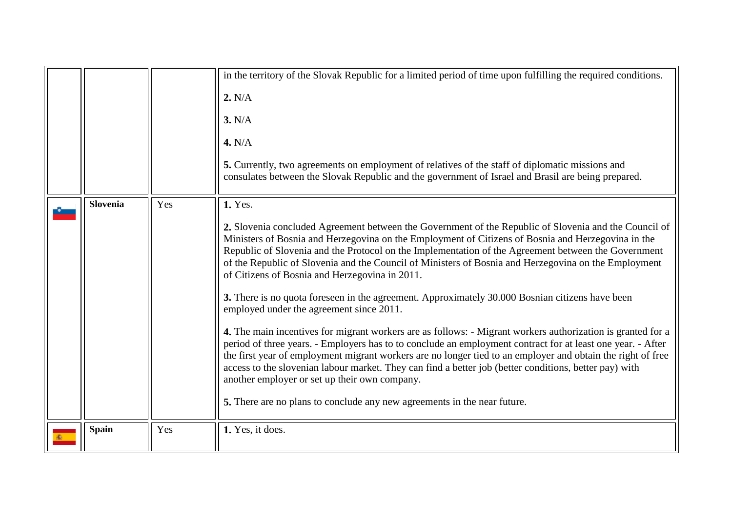|  |  |  |  |
|---|---|---|---|
|  |  |  | in the territory of the Slovak Republic for a limited period of time upon fulfilling the required conditions.<br><br>**2.** N/A<br><br>**3.** N/A<br><br>**4.** N/A<br><br>**5.** Currently, two agreements on employment of relatives of the staff of diplomatic missions and consulates between the Slovak Republic and the government of Israel and Brasil are being prepared. |
|  | **Slovenia** | Yes | **1.** Yes.<br><br>**2.** Slovenia concluded Agreement between the Government of the Republic of Slovenia and the Council of Ministers of Bosnia and Herzegovina on the Employment of Citizens of Bosnia and Herzegovina in the Republic of Slovenia and the Protocol on the Implementation of the Agreement between the Government of the Republic of Slovenia and the Council of Ministers of Bosnia and Herzegovina on the Employment of Citizens of Bosnia and Herzegovina in 2011.<br><br>**3.** There is no quota foreseen in the agreement. Approximately 30.000 Bosnian citizens have been employed under the agreement since 2011.<br><br>**4.** The main incentives for migrant workers are as follows: - Migrant workers authorization is granted for a period of three years. - Employers has to to conclude an employment contract for at least one year. - After the first year of employment migrant workers are no longer tied to an employer and obtain the right of free access to the slovenian labour market. They can find a better job (better conditions, better pay) with another employer or set up their own company.<br><br>**5.** There are no plans to conclude any new agreements in the near future. |
|  | **Spain** | Yes | **1.** Yes, it does. |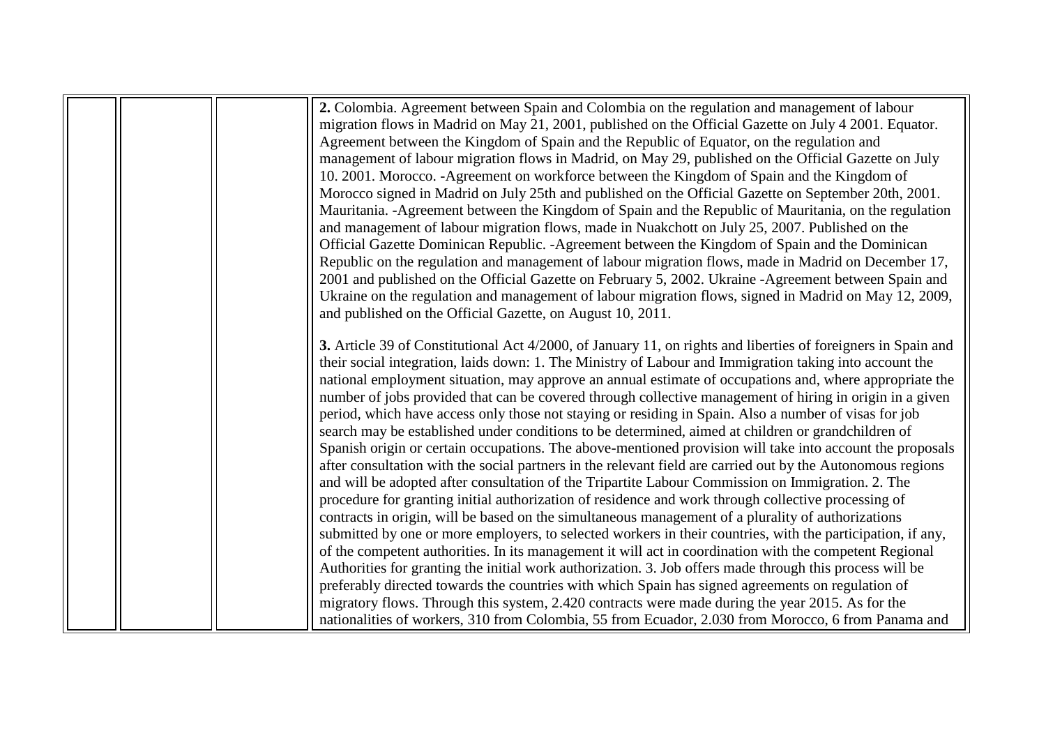**2.** Colombia. Agreement between Spain and Colombia on the regulation and management of labour migration flows in Madrid on May 21, 2001, published on the Official Gazette on July 4 2001. Equator. Agreement between the Kingdom of Spain and the Republic of Equator, on the regulation and management of labour migration flows in Madrid, on May 29, published on the Official Gazette on July 10. 2001. Morocco. -Agreement on workforce between the Kingdom of Spain and the Kingdom of Morocco signed in Madrid on July 25th and published on the Official Gazette on September 20th, 2001. Mauritania. -Agreement between the Kingdom of Spain and the Republic of Mauritania, on the regulation and management of labour migration flows, made in Nuakchott on July 25, 2007. Published on the Official Gazette Dominican Republic. -Agreement between the Kingdom of Spain and the Dominican Republic on the regulation and management of labour migration flows, made in Madrid on December 17, 2001 and published on the Official Gazette on February 5, 2002. Ukraine -Agreement between Spain and Ukraine on the regulation and management of labour migration flows, signed in Madrid on May 12, 2009, and published on the Official Gazette, on August 10, 2011.

**3.** Article 39 of Constitutional Act 4/2000, of January 11, on rights and liberties of foreigners in Spain and their social integration, laids down: 1. The Ministry of Labour and Immigration taking into account the national employment situation, may approve an annual estimate of occupations and, where appropriate the number of jobs provided that can be covered through collective management of hiring in origin in a given period, which have access only those not staying or residing in Spain. Also a number of visas for job search may be established under conditions to be determined, aimed at children or grandchildren of Spanish origin or certain occupations. The above-mentioned provision will take into account the proposals after consultation with the social partners in the relevant field are carried out by the Autonomous regions and will be adopted after consultation of the Tripartite Labour Commission on Immigration. 2. The procedure for granting initial authorization of residence and work through collective processing of contracts in origin, will be based on the simultaneous management of a plurality of authorizations submitted by one or more employers, to selected workers in their countries, with the participation, if any, of the competent authorities. In its management it will act in coordination with the competent Regional Authorities for granting the initial work authorization. 3. Job offers made through this process will be preferably directed towards the countries with which Spain has signed agreements on regulation of migratory flows. Through this system, 2.420 contracts were made during the year 2015. As for the nationalities of workers, 310 from Colombia, 55 from Ecuador, 2.030 from Morocco, 6 from Panama and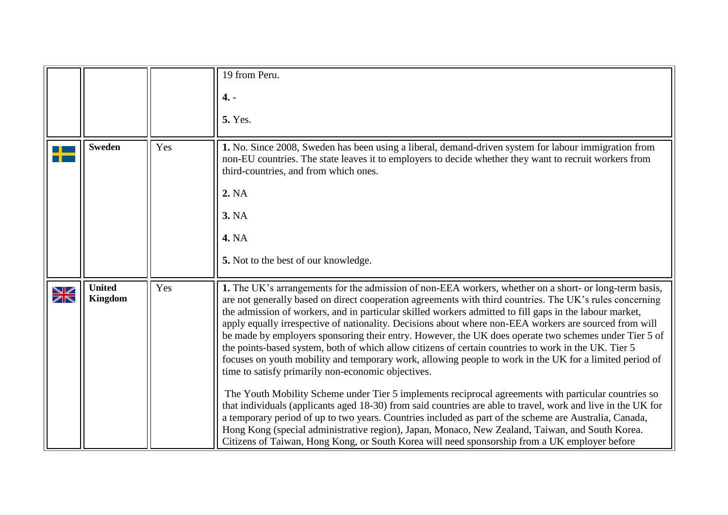| | | | |
|---|---|---|---|
| | | | 19 from Peru.<br><br>**4.** -<br><br>**5.** Yes. |
| | **Sweden** | Yes | **1.** No. Since 2008, Sweden has been using a liberal, demand-driven system for labour immigration from non-EU countries. The state leaves it to employers to decide whether they want to recruit workers from third-countries, and from which ones.<br><br>**2.** NA<br><br>**3.** NA<br><br>**4.** NA<br><br>**5.** Not to the best of our knowledge. |
| | **United Kingdom** | Yes | **1.** The UK's arrangements for the admission of non-EEA workers, whether on a short- or long-term basis, are not generally based on direct cooperation agreements with third countries. The UK's rules concerning the admission of workers, and in particular skilled workers admitted to fill gaps in the labour market, apply equally irrespective of nationality. Decisions about where non-EEA workers are sourced from will be made by employers sponsoring their entry. However, the UK does operate two schemes under Tier 5 of the points-based system, both of which allow citizens of certain countries to work in the UK. Tier 5 focuses on youth mobility and temporary work, allowing people to work in the UK for a limited period of time to satisfy primarily non-economic objectives.<br><br>The Youth Mobility Scheme under Tier 5 implements reciprocal agreements with particular countries so that individuals (applicants aged 18-30) from said countries are able to travel, work and live in the UK for a temporary period of up to two years. Countries included as part of the scheme are Australia, Canada, Hong Kong (special administrative region), Japan, Monaco, New Zealand, Taiwan, and South Korea. Citizens of Taiwan, Hong Kong, or South Korea will need sponsorship from a UK employer before |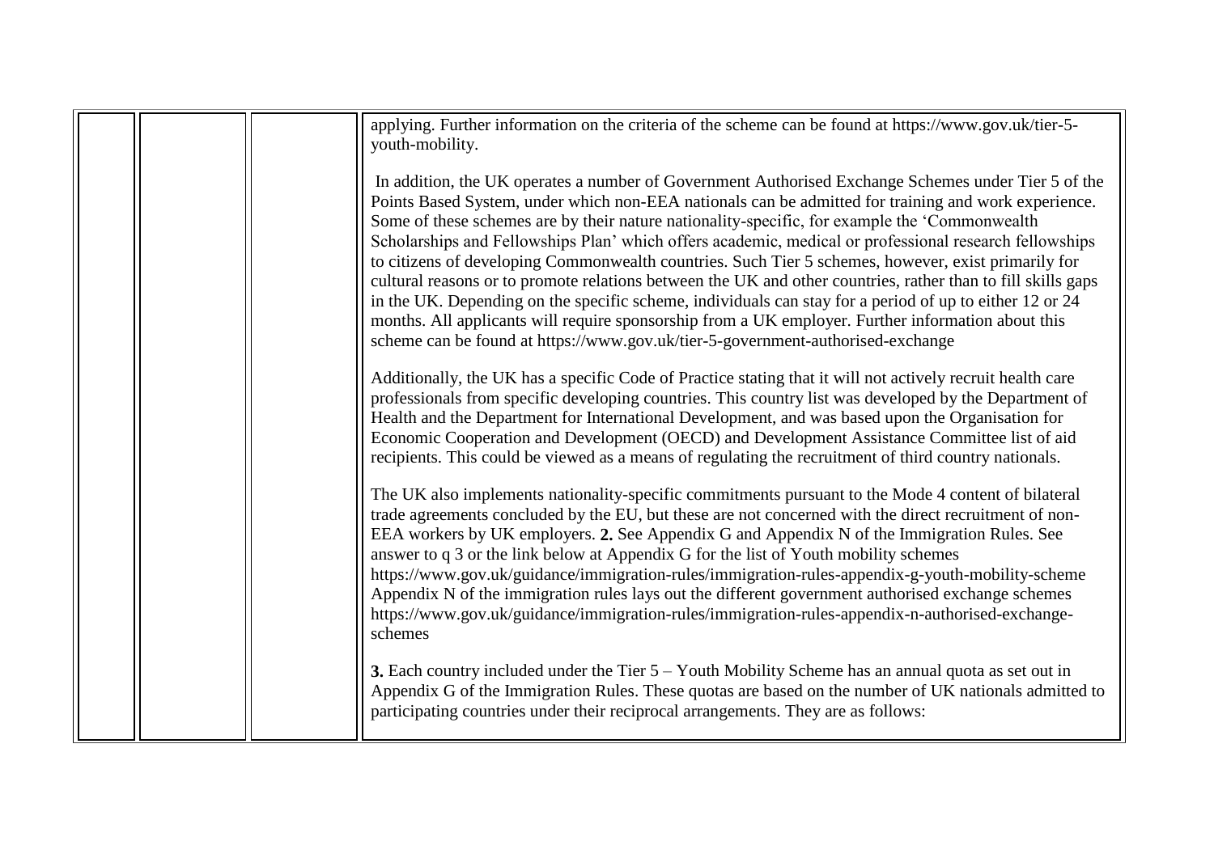| | | | |
|---|---|---|---|
| | | | applying. Further information on the criteria of the scheme can be found at https://www.gov.uk/tier-5-youth-mobility.<br><br>In addition, the UK operates a number of Government Authorised Exchange Schemes under Tier 5 of the Points Based System, under which non-EEA nationals can be admitted for training and work experience. Some of these schemes are by their nature nationality-specific, for example the 'Commonwealth Scholarships and Fellowships Plan' which offers academic, medical or professional research fellowships to citizens of developing Commonwealth countries. Such Tier 5 schemes, however, exist primarily for cultural reasons or to promote relations between the UK and other countries, rather than to fill skills gaps in the UK. Depending on the specific scheme, individuals can stay for a period of up to either 12 or 24 months. All applicants will require sponsorship from a UK employer. Further information about this scheme can be found at https://www.gov.uk/tier-5-government-authorised-exchange<br><br>Additionally, the UK has a specific Code of Practice stating that it will not actively recruit health care professionals from specific developing countries. This country list was developed by the Department of Health and the Department for International Development, and was based upon the Organisation for Economic Cooperation and Development (OECD) and Development Assistance Committee list of aid recipients. This could be viewed as a means of regulating the recruitment of third country nationals.<br><br>The UK also implements nationality-specific commitments pursuant to the Mode 4 content of bilateral trade agreements concluded by the EU, but these are not concerned with the direct recruitment of non-EEA workers by UK employers. **2.** See Appendix G and Appendix N of the Immigration Rules. See answer to q 3 or the link below at Appendix G for the list of Youth mobility schemes https://www.gov.uk/guidance/immigration-rules/immigration-rules-appendix-g-youth-mobility-scheme Appendix N of the immigration rules lays out the different government authorised exchange schemes https://www.gov.uk/guidance/immigration-rules/immigration-rules-appendix-n-authorised-exchange-schemes<br><br>**3.** Each country included under the Tier 5 – Youth Mobility Scheme has an annual quota as set out in Appendix G of the Immigration Rules. These quotas are based on the number of UK nationals admitted to participating countries under their reciprocal arrangements. They are as follows: |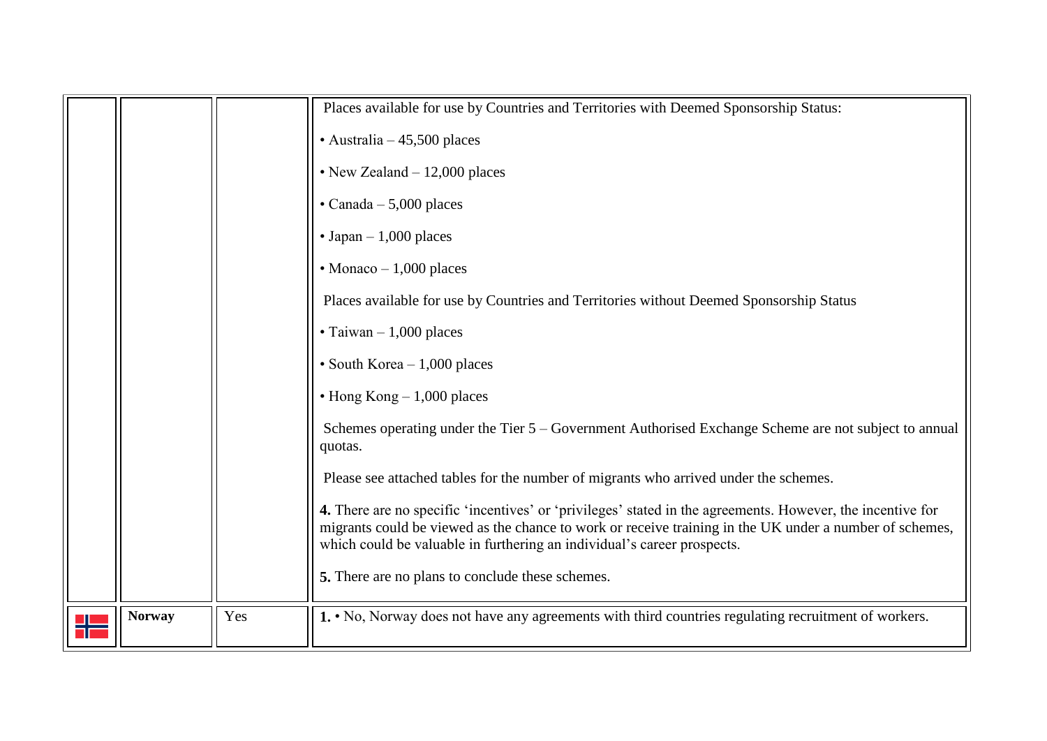| | | | |
|---|---|---|---|
| | | | Places available for use by Countries and Territories with Deemed Sponsorship Status:<br><br>• Australia – 45,500 places<br><br>• New Zealand – 12,000 places<br><br>• Canada – 5,000 places<br><br>• Japan – 1,000 places<br><br>• Monaco – 1,000 places<br><br>Places available for use by Countries and Territories without Deemed Sponsorship Status<br><br>• Taiwan – 1,000 places<br><br>• South Korea – 1,000 places<br><br>• Hong Kong – 1,000 places<br><br>Schemes operating under the Tier 5 – Government Authorised Exchange Scheme are not subject to annual quotas.<br><br>Please see attached tables for the number of migrants who arrived under the schemes.<br><br>**4.** There are no specific 'incentives' or 'privileges' stated in the agreements. However, the incentive for migrants could be viewed as the chance to work or receive training in the UK under a number of schemes, which could be valuable in furthering an individual's career prospects.<br><br>**5.** There are no plans to conclude these schemes. |
| | **Norway** | Yes | **1.** • No, Norway does not have any agreements with third countries regulating recruitment of workers. |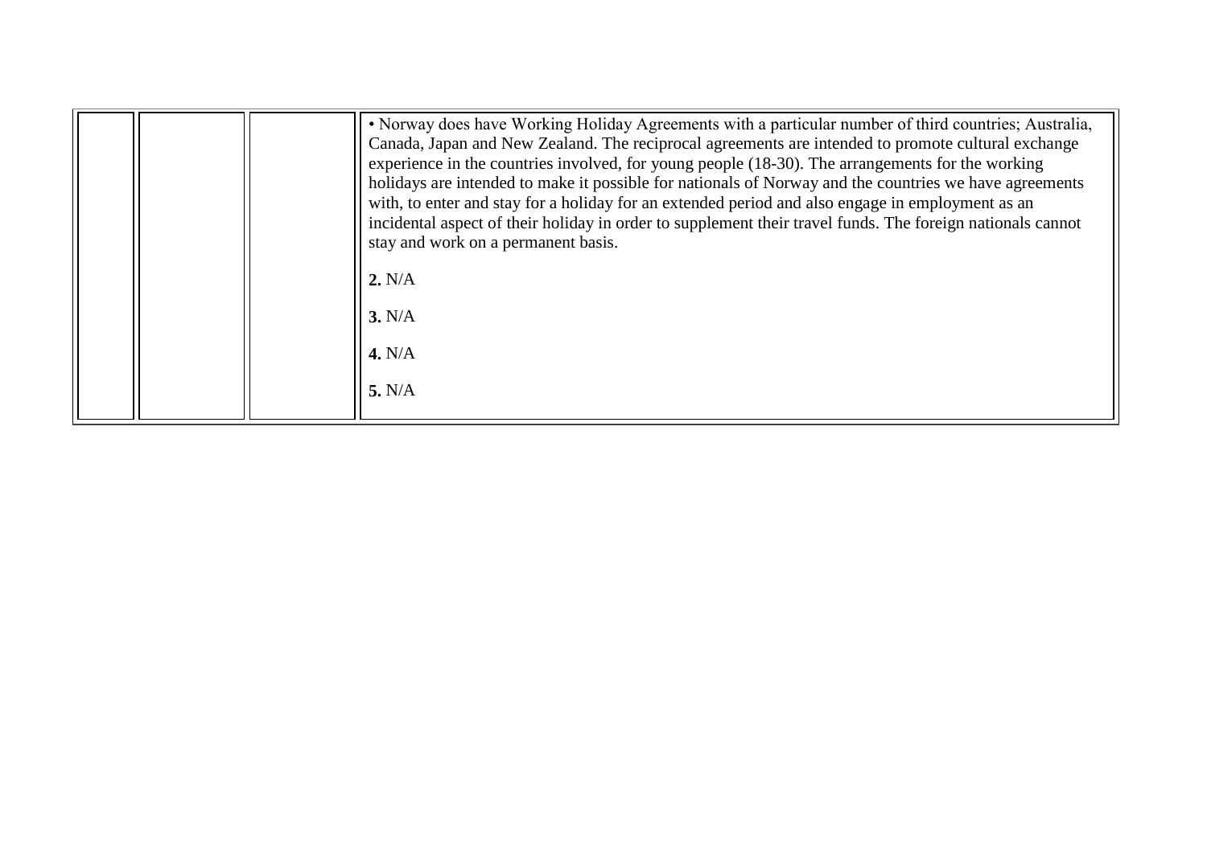| | | | |
|---|---|---|---|
| | | | • Norway does have Working Holiday Agreements with a particular number of third countries; Australia, Canada, Japan and New Zealand. The reciprocal agreements are intended to promote cultural exchange experience in the countries involved, for young people (18-30). The arrangements for the working holidays are intended to make it possible for nationals of Norway and the countries we have agreements with, to enter and stay for a holiday for an extended period and also engage in employment as an incidental aspect of their holiday in order to supplement their travel funds. The foreign nationals cannot stay and work on a permanent basis.<br><br>**2.** N/A<br><br>**3.** N/A<br><br>**4.** N/A<br><br>**5.** N/A |